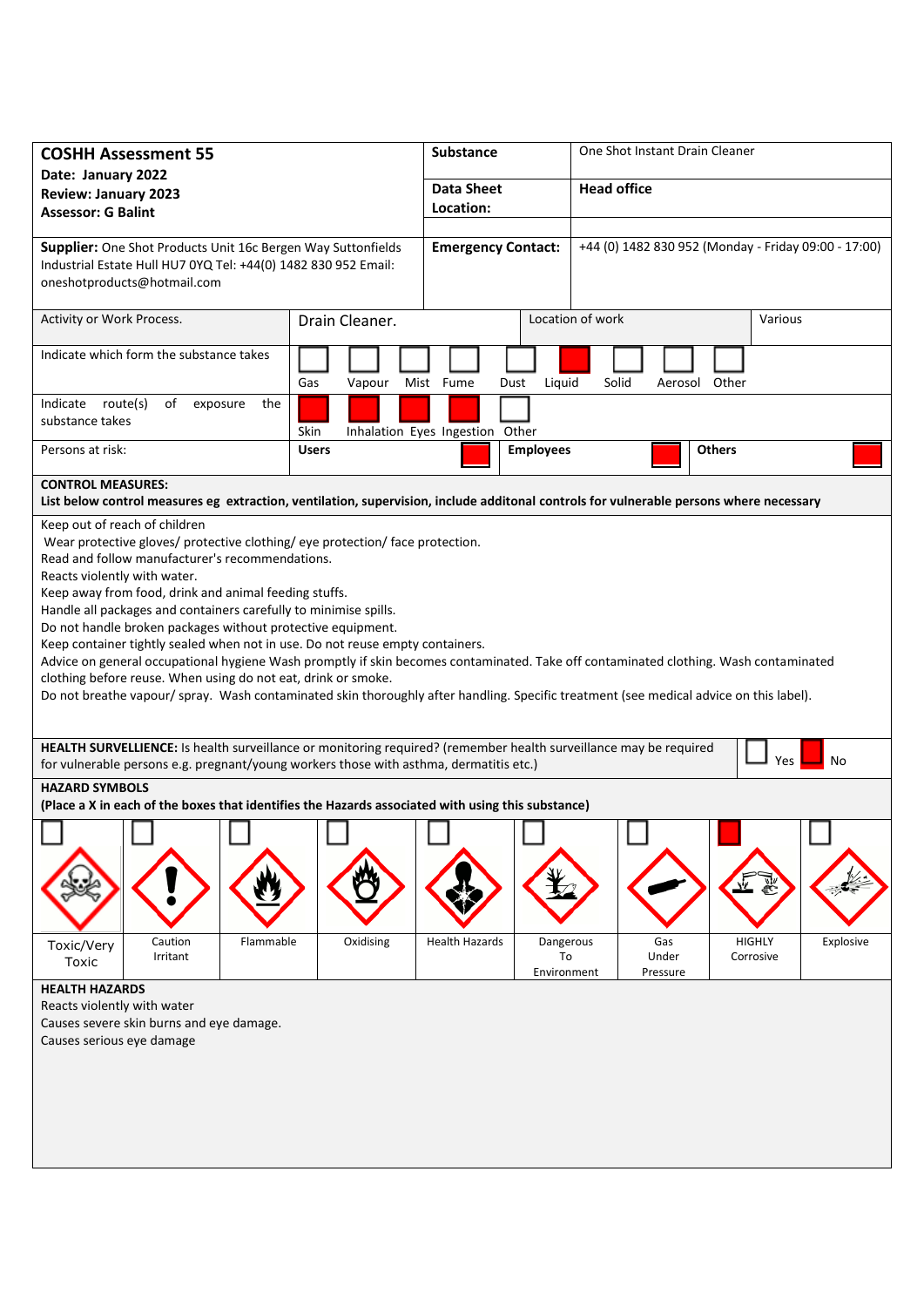| **COSHH Assessment 55**<br>**Date: January 2022**<br>**Review: January 2023**<br>**Assessor: G Balint** | **Substance** | One Shot Instant Drain Cleaner |
|---|---|---|
| | **Data Sheet Location:** | **Head office** |
| **Supplier:** One Shot Products Unit 16c Bergen Way Suttonfields Industrial Estate Hull HU7 0YQ Tel: +44(0) 1482 830 952 Email: oneshotproducts@hotmail.com | **Emergency Contact:** | +44 (0) 1482 830 952 (Monday - Friday 09:00 - 17:00) |

| Activity or Work Process. | Drain Cleaner. | Location of work | Various |
|---|---|---|---|

**Indicate which form the substance takes**

| Gas | Vapour | Mist | Fume | Dust | Liquid | Solid | Aerosol | Other |
|---|---|---|---|---|---|---|---|---|
| ☐ | ☐ | ☐ | ☐ | ☐ | ☒ | ☐ | ☐ | ☐ |

**Indicate route(s) of exposure the substance takes**

| Skin | Inhalation | Eyes | Ingestion | Other |
|---|---|---|---|---|
| ☒ | ☒ | ☒ | ☒ | ☐ |

**Persons at risk:**

| Users | Employees | Others |
|---|---|---|
| ☒ | ☒ | ☒ |

**CONTROL MEASURES:**
**List below control measures eg extraction, ventilation, supervision, include additonal controls for vulnerable persons where necessary**

Keep out of reach of children
Wear protective gloves/ protective clothing/ eye protection/ face protection.
Read and follow manufacturer's recommendations.
Reacts violently with water.
Keep away from food, drink and animal feeding stuffs.
Handle all packages and containers carefully to minimise spills.
Do not handle broken packages without protective equipment.
Keep container tightly sealed when not in use. Do not reuse empty containers.
Advice on general occupational hygiene Wash promptly if skin becomes contaminated. Take off contaminated clothing. Wash contaminated clothing before reuse. When using do not eat, drink or smoke.
Do not breathe vapour/ spray. Wash contaminated skin thoroughly after handling. Specific treatment (see medical advice on this label).

**HEALTH SURVELLIENCE:** Is health surveillance or monitoring required? (remember health surveillance may be required for vulnerable persons e.g. pregnant/young workers those with asthma, dermatitis etc.) ☐ Yes ☒ No

**HAZARD SYMBOLS**
**(Place a X in each of the boxes that identifies the Hazards associated with using this substance)**

| Toxic/Very Toxic | Caution Irritant | Flammable | Oxidising | Health Hazards | Dangerous To Environment | Gas Under Pressure | HIGHLY Corrosive | Explosive |
|---|---|---|---|---|---|---|---|---|
| ☐ | ☐ | ☐ | ☐ | ☐ | ☐ | ☐ | ☒ | ☐ |

**HEALTH HAZARDS**
Reacts violently with water
Causes severe skin burns and eye damage.
Causes serious eye damage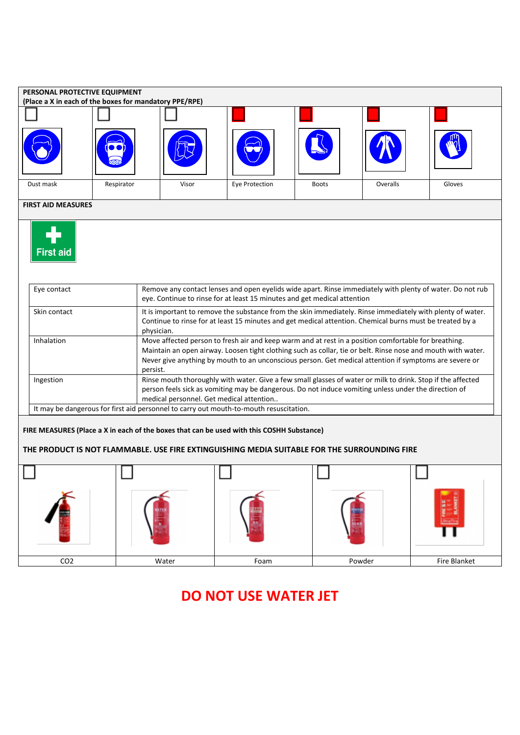## PERSONAL PROTECTIVE EQUIPMENT

**(Place a X in each of the boxes for mandatory PPE/RPE)**

| Dust mask | Respirator | Visor | Eye Protection | Boots | Overalls | Gloves |
|---|---|---|---|---|---|---|
| ☐ | ☐ | ☐ | ■ | ■ | ■ | ■ |

## FIRST AID MEASURES

First aid

| | |
|---|---|
| Eye contact | Remove any contact lenses and open eyelids wide apart. Rinse immediately with plenty of water. Do not rub eye. Continue to rinse for at least 15 minutes and get medical attention |
| Skin contact | It is important to remove the substance from the skin immediately. Rinse immediately with plenty of water. Continue to rinse for at least 15 minutes and get medical attention. Chemical burns must be treated by a physician. |
| Inhalation | Move affected person to fresh air and keep warm and at rest in a position comfortable for breathing. Maintain an open airway. Loosen tight clothing such as collar, tie or belt. Rinse nose and mouth with water. Never give anything by mouth to an unconscious person. Get medical attention if symptoms are severe or persist. |
| Ingestion | Rinse mouth thoroughly with water. Give a few small glasses of water or milk to drink. Stop if the affected person feels sick as vomiting may be dangerous. Do not induce vomiting unless under the direction of medical personnel. Get medical attention.. |

It may be dangerous for first aid personnel to carry out mouth-to-mouth resuscitation.

**FIRE MEASURES (Place a X in each of the boxes that can be used with this COSHH Substance)**

**THE PRODUCT IS NOT FLAMMABLE. USE FIRE EXTINGUISHING MEDIA SUITABLE FOR THE SURROUNDING FIRE**

| $CO_2$ | Water | Foam | Powder | Fire Blanket |
|---|---|---|---|---|
| ☐ | ☐ | ☐ | ☐ | ☐ |

**DO NOT USE WATER JET**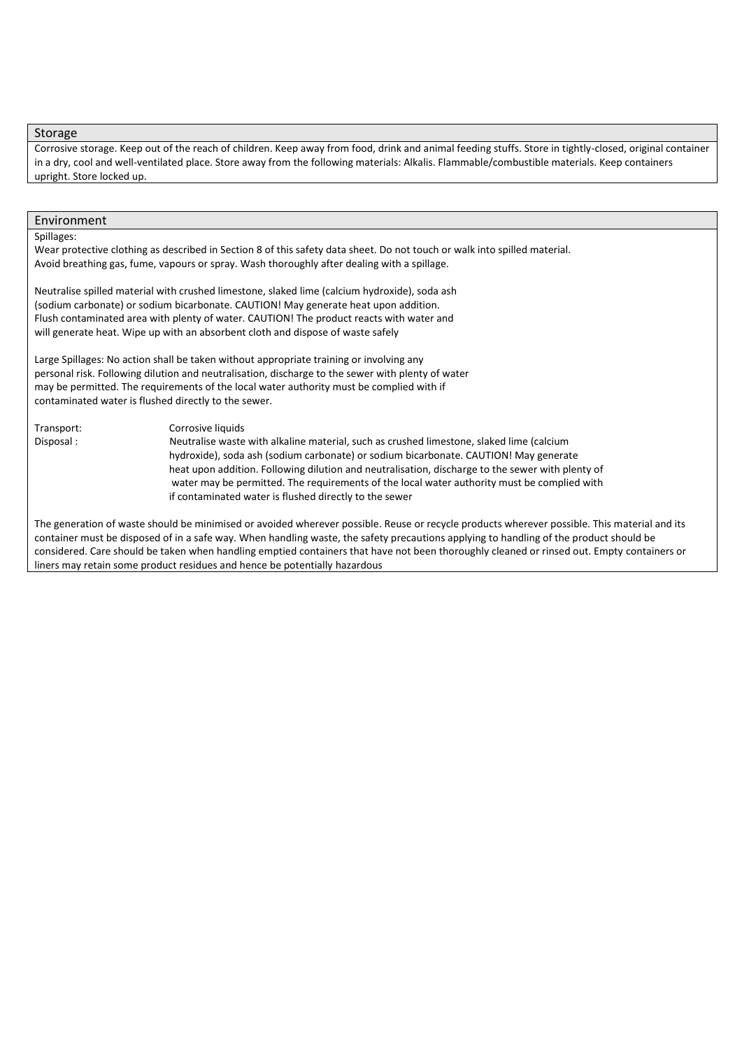## Storage

Corrosive storage. Keep out of the reach of children. Keep away from food, drink and animal feeding stuffs. Store in tightly-closed, original container in a dry, cool and well-ventilated place. Store away from the following materials: Alkalis. Flammable/combustible materials. Keep containers upright. Store locked up.

## Environment

Spillages:
Wear protective clothing as described in Section 8 of this safety data sheet. Do not touch or walk into spilled material. Avoid breathing gas, fume, vapours or spray. Wash thoroughly after dealing with a spillage.

Neutralise spilled material with crushed limestone, slaked lime (calcium hydroxide), soda ash (sodium carbonate) or sodium bicarbonate. CAUTION! May generate heat upon addition. Flush contaminated area with plenty of water. CAUTION! The product reacts with water and will generate heat. Wipe up with an absorbent cloth and dispose of waste safely

Large Spillages: No action shall be taken without appropriate training or involving any personal risk. Following dilution and neutralisation, discharge to the sewer with plenty of water may be permitted. The requirements of the local water authority must be complied with if contaminated water is flushed directly to the sewer.

| | |
|---|---|
| Transport: | Corrosive liquids |
| Disposal : | Neutralise waste with alkaline material, such as crushed limestone, slaked lime (calcium hydroxide), soda ash (sodium carbonate) or sodium bicarbonate. CAUTION! May generate heat upon addition. Following dilution and neutralisation, discharge to the sewer with plenty of water may be permitted. The requirements of the local water authority must be complied with if contaminated water is flushed directly to the sewer |

The generation of waste should be minimised or avoided wherever possible. Reuse or recycle products wherever possible. This material and its container must be disposed of in a safe way. When handling waste, the safety precautions applying to handling of the product should be considered. Care should be taken when handling emptied containers that have not been thoroughly cleaned or rinsed out. Empty containers or liners may retain some product residues and hence be potentially hazardous